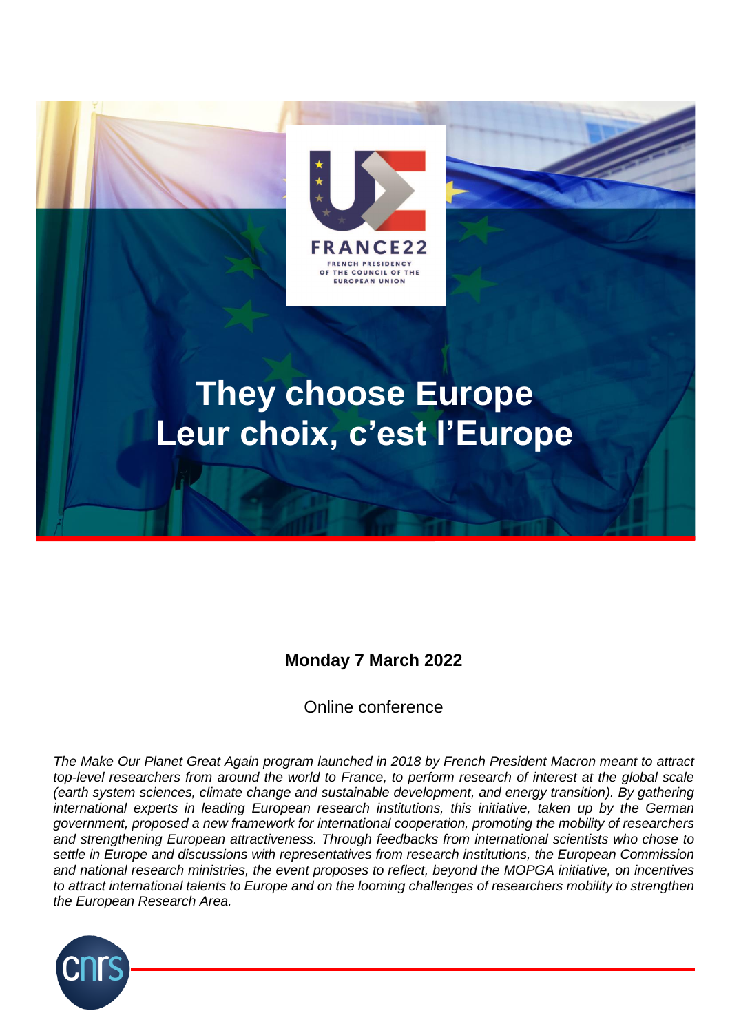FRANCE22

FRENCH PRESIDENCY OF THE COUNCIL OF THE EUROPEAN UNION

# They choose Europe
# Leur choix, c'est l'Europe

**Monday 7 March 2022**

Online conference

*The Make Our Planet Great Again program launched in 2018 by French President Macron meant to attract top-level researchers from around the world to France, to perform research of interest at the global scale (earth system sciences, climate change and sustainable development, and energy transition). By gathering international experts in leading European research institutions, this initiative, taken up by the German government, proposed a new framework for international cooperation, promoting the mobility of researchers and strengthening European attractiveness. Through feedbacks from international scientists who chose to settle in Europe and discussions with representatives from research institutions, the European Commission and national research ministries, the event proposes to reflect, beyond the MOPGA initiative, on incentives to attract international talents to Europe and on the looming challenges of researchers mobility to strengthen the European Research Area.*

cnrs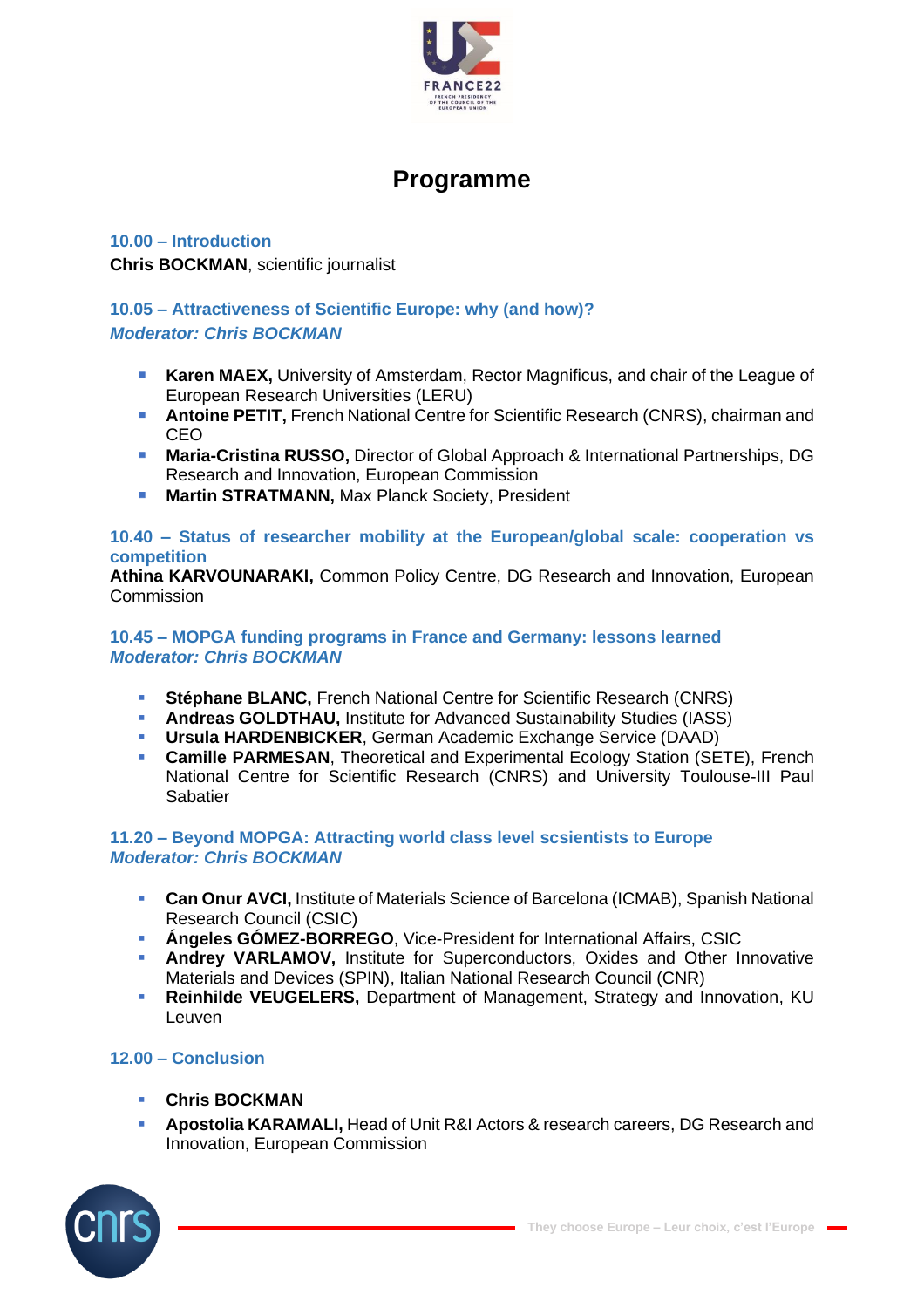# Programme

### 10.00 – Introduction

**Chris BOCKMAN**, scientific journalist

### 10.05 – Attractiveness of Scientific Europe: why (and how)?

***Moderator: Chris BOCKMAN***

- **Karen MAEX,** University of Amsterdam, Rector Magnificus, and chair of the League of European Research Universities (LERU)
- **Antoine PETIT,** French National Centre for Scientific Research (CNRS), chairman and CEO
- **Maria-Cristina RUSSO,** Director of Global Approach & International Partnerships, DG Research and Innovation, European Commission
- **Martin STRATMANN,** Max Planck Society, President

### 10.40 – Status of researcher mobility at the European/global scale: cooperation vs competition

**Athina KARVOUNARAKI,** Common Policy Centre, DG Research and Innovation, European Commission

### 10.45 – MOPGA funding programs in France and Germany: lessons learned

***Moderator: Chris BOCKMAN***

- **Stéphane BLANC,** French National Centre for Scientific Research (CNRS)
- **Andreas GOLDTHAU,** Institute for Advanced Sustainability Studies (IASS)
- **Ursula HARDENBICKER**, German Academic Exchange Service (DAAD)
- **Camille PARMESAN**, Theoretical and Experimental Ecology Station (SETE), French National Centre for Scientific Research (CNRS) and University Toulouse-III Paul Sabatier

### 11.20 – Beyond MOPGA: Attracting world class level scsientists to Europe

***Moderator: Chris BOCKMAN***

- **Can Onur AVCI,** Institute of Materials Science of Barcelona (ICMAB), Spanish National Research Council (CSIC)
- **Ángeles GÓMEZ-BORREGO**, Vice-President for International Affairs, CSIC
- **Andrey VARLAMOV,** Institute for Superconductors, Oxides and Other Innovative Materials and Devices (SPIN), Italian National Research Council (CNR)
- **Reinhilde VEUGELERS,** Department of Management, Strategy and Innovation, KU Leuven

### 12.00 – Conclusion

- **Chris BOCKMAN**
- **Apostolia KARAMALI,** Head of Unit R&I Actors & research careers, DG Research and Innovation, European Commission